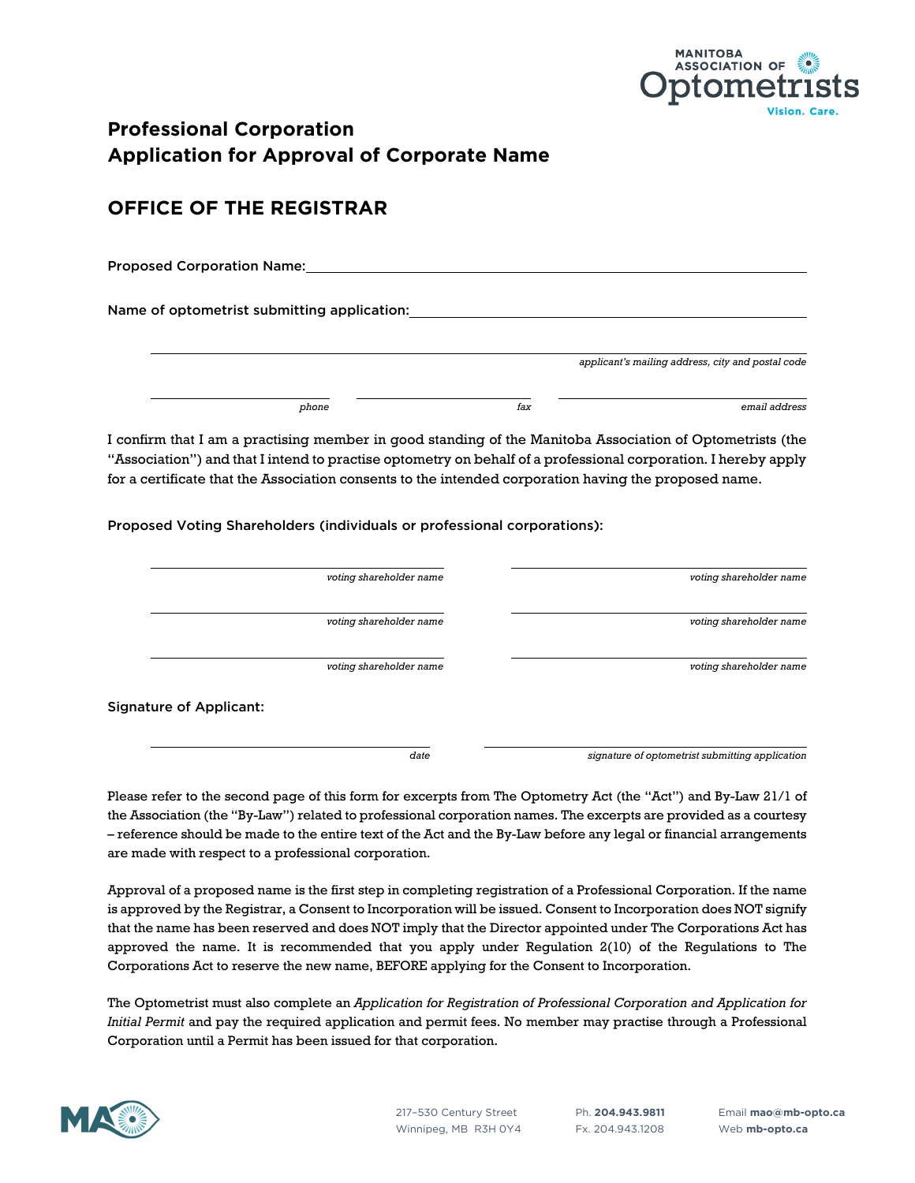MANITOBA ASSOCIATION OF Optometrists Vision. Care.

# Professional Corporation
# Application for Approval of Corporate Name

## OFFICE OF THE REGISTRAR

Proposed Corporation Name: ______________________________

Name of optometrist submitting application: ______________________________

______________________________
*applicant's mailing address, city and postal code*

______________ *phone* ______________ *fax* ______________ *email address*

I confirm that I am a practising member in good standing of the Manitoba Association of Optometrists (the "Association") and that I intend to practise optometry on behalf of a professional corporation. I hereby apply for a certificate that the Association consents to the intended corporation having the proposed name.

Proposed Voting Shareholders (individuals or professional corporations):

______________ *voting shareholder name* ______________ *voting shareholder name*

______________ *voting shareholder name* ______________ *voting shareholder name*

______________ *voting shareholder name* ______________ *voting shareholder name*

Signature of Applicant:

______________ *date* ______________ *signature of optometrist submitting application*

Please refer to the second page of this form for excerpts from The Optometry Act (the "Act") and By-Law 21/1 of the Association (the "By-Law") related to professional corporation names. The excerpts are provided as a courtesy – reference should be made to the entire text of the Act and the By-Law before any legal or financial arrangements are made with respect to a professional corporation.

Approval of a proposed name is the first step in completing registration of a Professional Corporation. If the name is approved by the Registrar, a Consent to Incorporation will be issued. Consent to Incorporation does NOT signify that the name has been reserved and does NOT imply that the Director appointed under The Corporations Act has approved the name. It is recommended that you apply under Regulation 2(10) of the Regulations to The Corporations Act to reserve the new name, BEFORE applying for the Consent to Incorporation.

The Optometrist must also complete an *Application for Registration of Professional Corporation and Application for Initial Permit* and pay the required application and permit fees. No member may practise through a Professional Corporation until a Permit has been issued for that corporation.

MAO

217–530 Century Street
Winnipeg, MB R3H 0Y4

Ph. **204.943.9811**
Fx. 204.943.1208

Email **mao@mb-opto.ca**
Web **mb-opto.ca**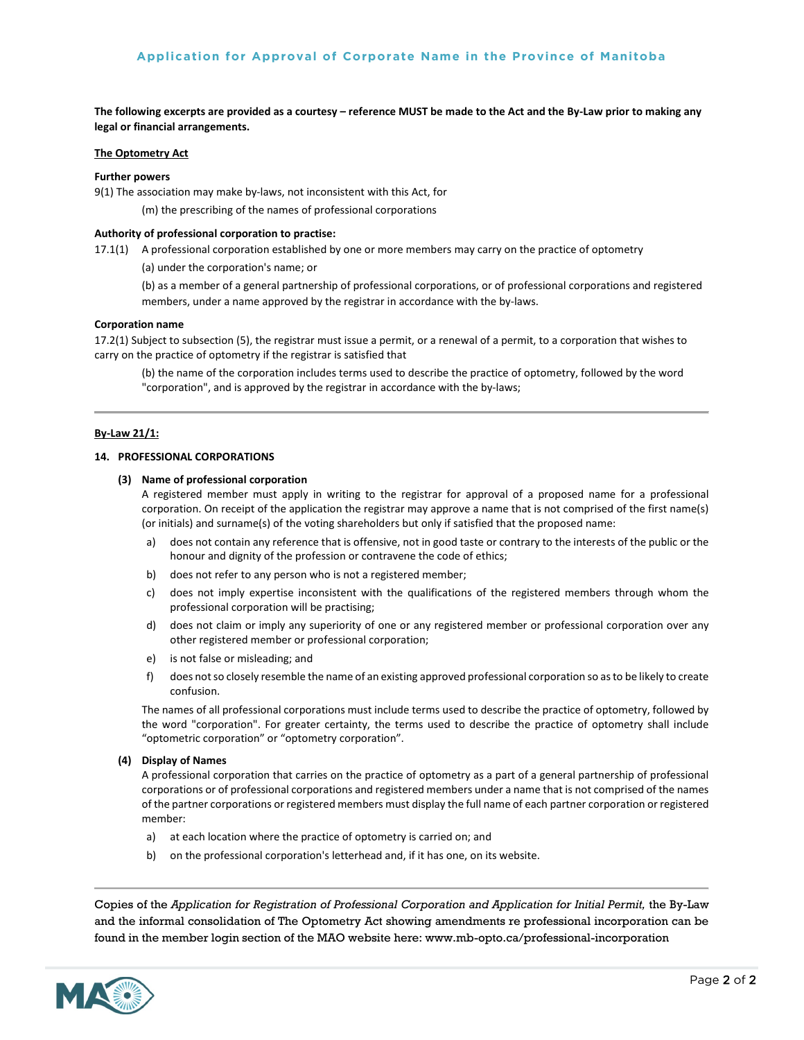**The following excerpts are provided as a courtesy – reference MUST be made to the Act and the By-Law prior to making any legal or financial arrangements.**

**The Optometry Act**

**Further powers**

9(1) The association may make by-laws, not inconsistent with this Act, for

(m) the prescribing of the names of professional corporations

**Authority of professional corporation to practise:**

17.1(1) A professional corporation established by one or more members may carry on the practice of optometry

(a) under the corporation's name; or

(b) as a member of a general partnership of professional corporations, or of professional corporations and registered members, under a name approved by the registrar in accordance with the by-laws.

**Corporation name**

17.2(1) Subject to subsection (5), the registrar must issue a permit, or a renewal of a permit, to a corporation that wishes to carry on the practice of optometry if the registrar is satisfied that

(b) the name of the corporation includes terms used to describe the practice of optometry, followed by the word "corporation", and is approved by the registrar in accordance with the by-laws;

---

**By-Law 21/1:**

**14. PROFESSIONAL CORPORATIONS**

**(3) Name of professional corporation**

A registered member must apply in writing to the registrar for approval of a proposed name for a professional corporation. On receipt of the application the registrar may approve a name that is not comprised of the first name(s) (or initials) and surname(s) of the voting shareholders but only if satisfied that the proposed name:

a) does not contain any reference that is offensive, not in good taste or contrary to the interests of the public or the honour and dignity of the profession or contravene the code of ethics;

b) does not refer to any person who is not a registered member;

c) does not imply expertise inconsistent with the qualifications of the registered members through whom the professional corporation will be practising;

d) does not claim or imply any superiority of one or any registered member or professional corporation over any other registered member or professional corporation;

e) is not false or misleading; and

f) does not so closely resemble the name of an existing approved professional corporation so as to be likely to create confusion.

The names of all professional corporations must include terms used to describe the practice of optometry, followed by the word "corporation". For greater certainty, the terms used to describe the practice of optometry shall include "optometric corporation" or "optometry corporation".

**(4) Display of Names**

A professional corporation that carries on the practice of optometry as a part of a general partnership of professional corporations or of professional corporations and registered members under a name that is not comprised of the names of the partner corporations or registered members must display the full name of each partner corporation or registered member:

a) at each location where the practice of optometry is carried on; and

b) on the professional corporation's letterhead and, if it has one, on its website.

---

Copies of the *Application for Registration of Professional Corporation and Application for Initial Permit*, the By-Law and the informal consolidation of The Optometry Act showing amendments re professional incorporation can be found in the member login section of the MAO website here: www.mb-opto.ca/professional-incorporation